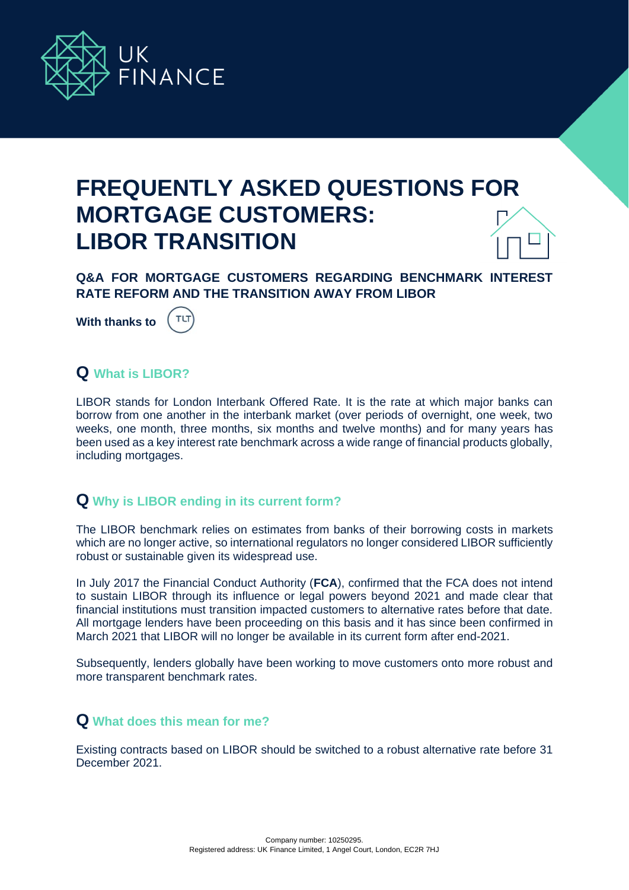UK FINANCE

# FREQUENTLY ASKED QUESTIONS FOR MORTGAGE CUSTOMERS: LIBOR TRANSITION

**Q&A FOR MORTGAGE CUSTOMERS REGARDING BENCHMARK INTEREST RATE REFORM AND THE TRANSITION AWAY FROM LIBOR**

**With thanks to** TLT

## Q What is LIBOR?

LIBOR stands for London Interbank Offered Rate. It is the rate at which major banks can borrow from one another in the interbank market (over periods of overnight, one week, two weeks, one month, three months, six months and twelve months) and for many years has been used as a key interest rate benchmark across a wide range of financial products globally, including mortgages.

## Q Why is LIBOR ending in its current form?

The LIBOR benchmark relies on estimates from banks of their borrowing costs in markets which are no longer active, so international regulators no longer considered LIBOR sufficiently robust or sustainable given its widespread use.

In July 2017 the Financial Conduct Authority (**FCA**), confirmed that the FCA does not intend to sustain LIBOR through its influence or legal powers beyond 2021 and made clear that financial institutions must transition impacted customers to alternative rates before that date. All mortgage lenders have been proceeding on this basis and it has since been confirmed in March 2021 that LIBOR will no longer be available in its current form after end-2021.

Subsequently, lenders globally have been working to move customers onto more robust and more transparent benchmark rates.

## Q What does this mean for me?

Existing contracts based on LIBOR should be switched to a robust alternative rate before 31 December 2021.

Company number: 10250295.
Registered address: UK Finance Limited, 1 Angel Court, London, EC2R 7HJ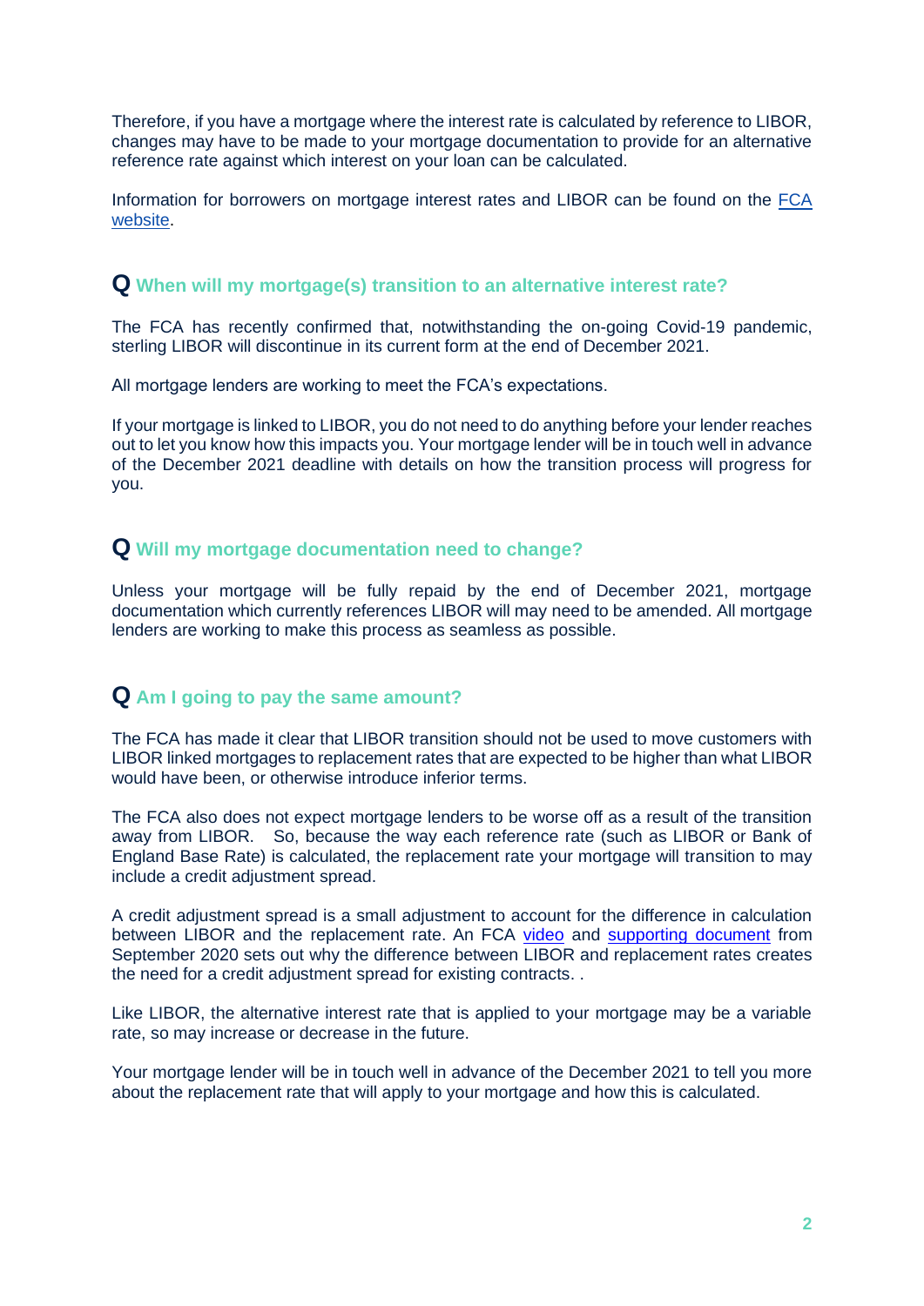Therefore, if you have a mortgage where the interest rate is calculated by reference to LIBOR, changes may have to be made to your mortgage documentation to provide for an alternative reference rate against which interest on your loan can be calculated.

Information for borrowers on mortgage interest rates and LIBOR can be found on the [FCA website](#).

## Q When will my mortgage(s) transition to an alternative interest rate?

The FCA has recently confirmed that, notwithstanding the on-going Covid-19 pandemic, sterling LIBOR will discontinue in its current form at the end of December 2021.

All mortgage lenders are working to meet the FCA's expectations.

If your mortgage is linked to LIBOR, you do not need to do anything before your lender reaches out to let you know how this impacts you. Your mortgage lender will be in touch well in advance of the December 2021 deadline with details on how the transition process will progress for you.

## Q Will my mortgage documentation need to change?

Unless your mortgage will be fully repaid by the end of December 2021, mortgage documentation which currently references LIBOR will may need to be amended. All mortgage lenders are working to make this process as seamless as possible.

## Q Am I going to pay the same amount?

The FCA has made it clear that LIBOR transition should not be used to move customers with LIBOR linked mortgages to replacement rates that are expected to be higher than what LIBOR would have been, or otherwise introduce inferior terms.

The FCA also does not expect mortgage lenders to be worse off as a result of the transition away from LIBOR. So, because the way each reference rate (such as LIBOR or Bank of England Base Rate) is calculated, the replacement rate your mortgage will transition to may include a credit adjustment spread.

A credit adjustment spread is a small adjustment to account for the difference in calculation between LIBOR and the replacement rate. An FCA [video](#) and [supporting document](#) from September 2020 sets out why the difference between LIBOR and replacement rates creates the need for a credit adjustment spread for existing contracts. .

Like LIBOR, the alternative interest rate that is applied to your mortgage may be a variable rate, so may increase or decrease in the future.

Your mortgage lender will be in touch well in advance of the December 2021 to tell you more about the replacement rate that will apply to your mortgage and how this is calculated.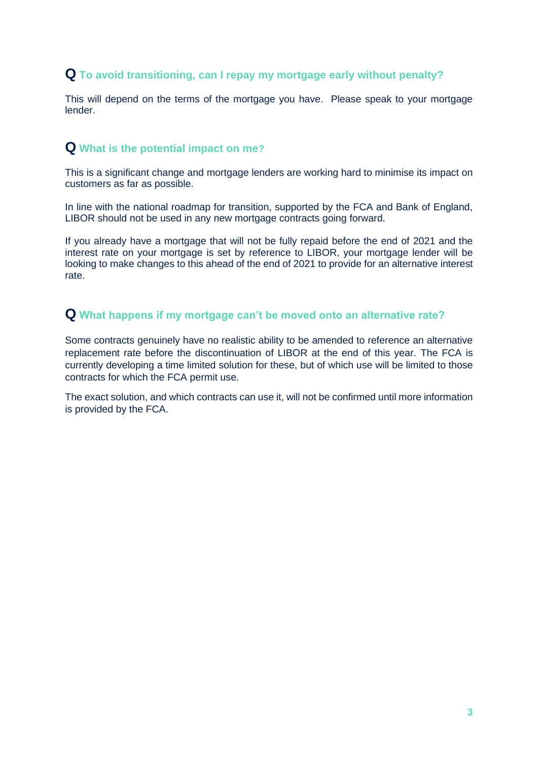## Q To avoid transitioning, can I repay my mortgage early without penalty?

This will depend on the terms of the mortgage you have. Please speak to your mortgage lender.

## Q What is the potential impact on me?

This is a significant change and mortgage lenders are working hard to minimise its impact on customers as far as possible.

In line with the national roadmap for transition, supported by the FCA and Bank of England, LIBOR should not be used in any new mortgage contracts going forward.

If you already have a mortgage that will not be fully repaid before the end of 2021 and the interest rate on your mortgage is set by reference to LIBOR, your mortgage lender will be looking to make changes to this ahead of the end of 2021 to provide for an alternative interest rate.

## Q What happens if my mortgage can't be moved onto an alternative rate?

Some contracts genuinely have no realistic ability to be amended to reference an alternative replacement rate before the discontinuation of LIBOR at the end of this year. The FCA is currently developing a time limited solution for these, but of which use will be limited to those contracts for which the FCA permit use.

The exact solution, and which contracts can use it, will not be confirmed until more information is provided by the FCA.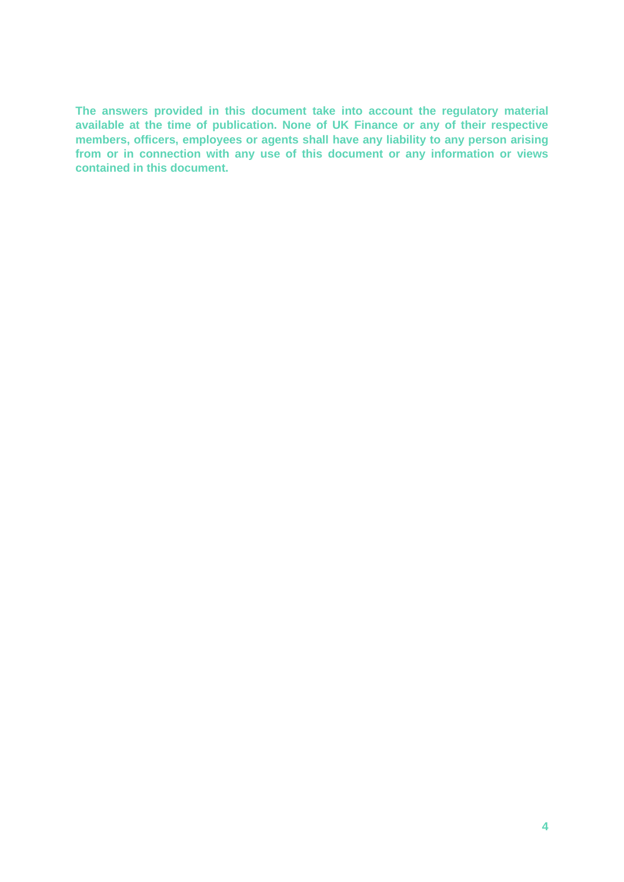**The answers provided in this document take into account the regulatory material available at the time of publication. None of UK Finance or any of their respective members, officers, employees or agents shall have any liability to any person arising from or in connection with any use of this document or any information or views contained in this document.**